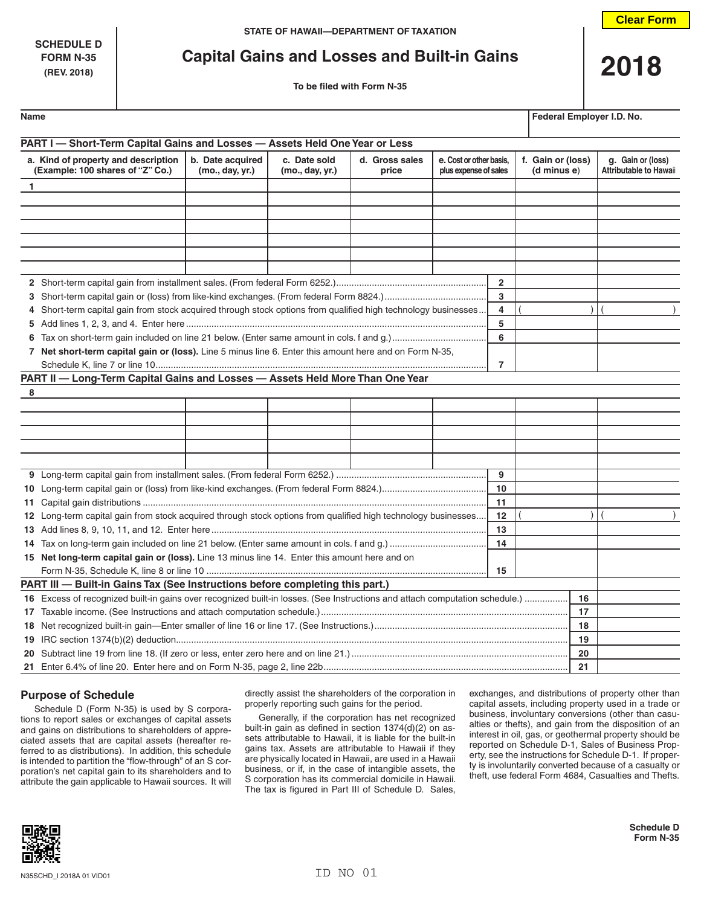SCHEDULE D
FORM N-35
(REV. 2018)

STATE OF HAWAII—DEPARTMENT OF TAXATION

# Capital Gains and Losses and Built-in Gains

To be filed with Form N-35

**2018**

Name | Federal Employer I.D. No.

## PART I — Short-Term Capital Gains and Losses — Assets Held One Year or Less

| a. Kind of property and description (Example: 100 shares of "Z" Co.) | b. Date acquired (mo., day, yr.) | c. Date sold (mo., day, yr.) | d. Gross sales price | e. Cost or other basis, plus expense of sales | f. Gain or (loss) (d minus e) | g. Gain or (loss) Attributable to Hawaii |
|---|---|---|---|---|---|---|
| 1 | | | | | | |
| | | | | | | |
| | | | | | | |
| | | | | | | |
| | | | | | | |
| | | | | | | |
| | | | | | | |

| Line | Description | | f. | g. |
|---|---|---|---|---|
| 2 | Short-term capital gain from installment sales. (From federal Form 6252.) | 2 | | |
| 3 | Short-term capital gain or (loss) from like-kind exchanges. (From federal Form 8824.) | 3 | | |
| 4 | Short-term capital gain from stock acquired through stock options from qualified high technology businesses | 4 | ( ) | ( ) |
| 5 | Add lines 1, 2, 3, and 4. Enter here | 5 | | |
| 6 | Tax on short-term gain included on line 21 below. (Enter same amount in cols. f and g.) | 6 | | |
| 7 | **Net short-term capital gain or (loss).** Line 5 minus line 6. Enter this amount here and on Form N-35, Schedule K, line 7 or line 10 | 7 | | |

## PART II — Long-Term Capital Gains and Losses — Assets Held More Than One Year

| a. Kind of property and description | b. Date acquired | c. Date sold | d. Gross sales price | e. Cost or other basis, plus expense of sales | f. Gain or (loss) (d minus e) | g. Gain or (loss) Attributable to Hawaii |
|---|---|---|---|---|---|---|
| 8 | | | | | | |
| | | | | | | |
| | | | | | | |
| | | | | | | |
| | | | | | | |
| | | | | | | |

| Line | Description | | f. | g. |
|---|---|---|---|---|
| 9 | Long-term capital gain from installment sales. (From federal Form 6252.) | 9 | | |
| 10 | Long-term capital gain or (loss) from like-kind exchanges. (From federal Form 8824.) | 10 | | |
| 11 | Capital gain distributions | 11 | | |
| 12 | Long-term capital gain from stock acquired through stock options from qualified high technology businesses | 12 | ( ) | ( ) |
| 13 | Add lines 8, 9, 10, 11, and 12. Enter here | 13 | | |
| 14 | Tax on long-term gain included on line 21 below. (Enter same amount in cols. f and g.) | 14 | | |
| 15 | **Net long-term capital gain or (loss).** Line 13 minus line 14. Enter this amount here and on Form N-35, Schedule K, line 8 or line 10 | 15 | | |

## PART III — Built-in Gains Tax (See Instructions before completing this part.)

| Line | Description | | Amount |
|---|---|---|---|
| 16 | Excess of recognized built-in gains over recognized built-in losses. (See Instructions and attach computation schedule.) | 16 | |
| 17 | Taxable income. (See Instructions and attach computation schedule.) | 17 | |
| 18 | Net recognized built-in gain—Enter smaller of line 16 or line 17. (See Instructions.) | 18 | |
| 19 | IRC section 1374(b)(2) deduction | 19 | |
| 20 | Subtract line 19 from line 18. (If zero or less, enter zero here and on line 21.) | 20 | |
| 21 | Enter 6.4% of line 20. Enter here and on Form N-35, page 2, line 22b | 21 | |

## Purpose of Schedule

Schedule D (Form N-35) is used by S corporations to report sales or exchanges of capital assets and gains on distributions to shareholders of appreciated assets that are capital assets (hereafter referred to as distributions). In addition, this schedule is intended to partition the "flow-through" of an S corporation's net capital gain to its shareholders and to attribute the gain applicable to Hawaii sources. It will directly assist the shareholders of the corporation in properly reporting such gains for the period.

Generally, if the corporation has net recognized built-in gain as defined in section 1374(d)(2) on assets attributable to Hawaii, it is liable for the built-in gains tax. Assets are attributable to Hawaii if they are physically located in Hawaii, are used in a Hawaii business, or if, in the case of intangible assets, the S corporation has its commercial domicile in Hawaii. The tax is figured in Part III of Schedule D. Sales, exchanges, and distributions of property other than capital assets, including property used in a trade or business, involuntary conversions (other than casualties or thefts), and gain from the disposition of an interest in oil, gas, or geothermal property should be reported on Schedule D-1, Sales of Business Property, see the instructions for Schedule D-1. If property is involuntarily converted because of a casualty or theft, use federal Form 4684, Casualties and Thefts.

Schedule D
Form N-35

N35SCHD_I 2018A 01 VID01

ID NO 01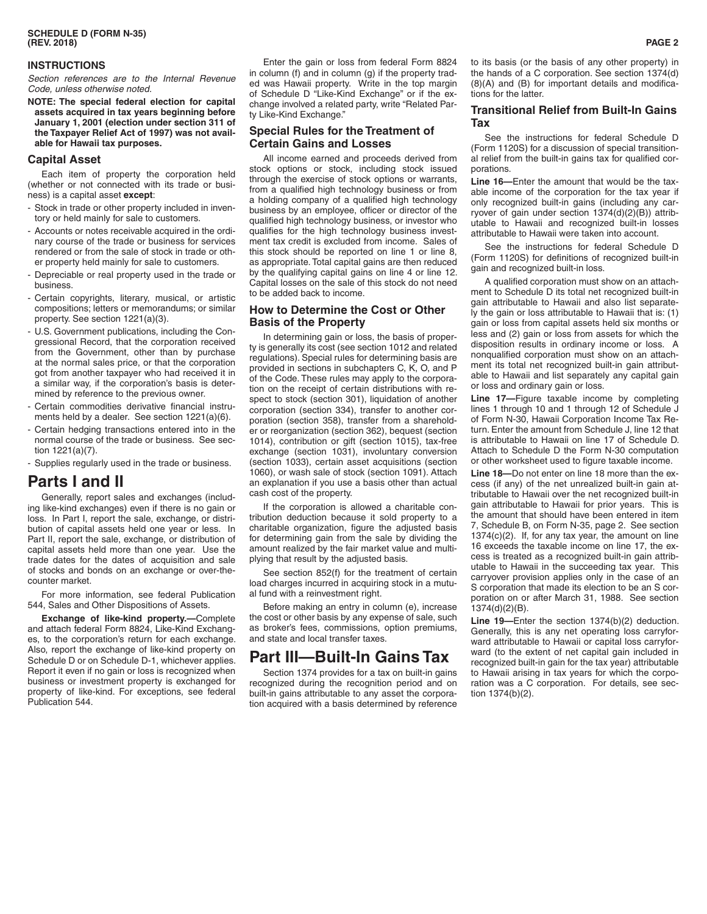## INSTRUCTIONS

*Section references are to the Internal Revenue Code, unless otherwise noted.*

**NOTE: The special federal election for capital assets acquired in tax years beginning before January 1, 2001 (election under section 311 of the Taxpayer Relief Act of 1997) was not available for Hawaii tax purposes.**

### Capital Asset

Each item of property the corporation held (whether or not connected with its trade or business) is a capital asset **except**:

- Stock in trade or other property included in inventory or held mainly for sale to customers.
- Accounts or notes receivable acquired in the ordinary course of the trade or business for services rendered or from the sale of stock in trade or other property held mainly for sale to customers.
- Depreciable or real property used in the trade or business.
- Certain copyrights, literary, musical, or artistic compositions; letters or memorandums; or similar property. See section 1221(a)(3).
- U.S. Government publications, including the Congressional Record, that the corporation received from the Government, other than by purchase at the normal sales price, or that the corporation got from another taxpayer who had received it in a similar way, if the corporation's basis is determined by reference to the previous owner.
- Certain commodities derivative financial instruments held by a dealer. See section 1221(a)(6).
- Certain hedging transactions entered into in the normal course of the trade or business. See section 1221(a)(7).
- Supplies regularly used in the trade or business.

# Parts I and II

Generally, report sales and exchanges (including like-kind exchanges) even if there is no gain or loss. In Part I, report the sale, exchange, or distribution of capital assets held one year or less. In Part II, report the sale, exchange, or distribution of capital assets held more than one year. Use the trade dates for the dates of acquisition and sale of stocks and bonds on an exchange or over-the-counter market.

For more information, see federal Publication 544, Sales and Other Dispositions of Assets.

**Exchange of like-kind property.—**Complete and attach federal Form 8824, Like-Kind Exchanges, to the corporation's return for each exchange. Also, report the exchange of like-kind property on Schedule D or on Schedule D-1, whichever applies. Report it even if no gain or loss is recognized when business or investment property is exchanged for property of like-kind. For exceptions, see federal Publication 544.

Enter the gain or loss from federal Form 8824 in column (f) and in column (g) if the property traded was Hawaii property. Write in the top margin of Schedule D "Like-Kind Exchange" or if the exchange involved a related party, write "Related Party Like-Kind Exchange."

### Special Rules for the Treatment of Certain Gains and Losses

All income earned and proceeds derived from stock options or stock, including stock issued through the exercise of stock options or warrants, from a qualified high technology business or from a holding company of a qualified high technology business by an employee, officer or director of the qualified high technology business, or investor who qualifies for the high technology business investment tax credit is excluded from income. Sales of this stock should be reported on line 1 or line 8, as appropriate. Total capital gains are then reduced by the qualifying capital gains on line 4 or line 12. Capital losses on the sale of this stock do not need to be added back to income.

### How to Determine the Cost or Other Basis of the Property

In determining gain or loss, the basis of property is generally its cost (see section 1012 and related regulations). Special rules for determining basis are provided in sections in subchapters C, K, O, and P of the Code. These rules may apply to the corporation on the receipt of certain distributions with respect to stock (section 301), liquidation of another corporation (section 334), transfer to another corporation (section 358), transfer from a shareholder or reorganization (section 362), bequest (section 1014), contribution or gift (section 1015), tax-free exchange (section 1031), involuntary conversion (section 1033), certain asset acquisitions (section 1060), or wash sale of stock (section 1091). Attach an explanation if you use a basis other than actual cash cost of the property.

If the corporation is allowed a charitable contribution deduction because it sold property to a charitable organization, figure the adjusted basis for determining gain from the sale by dividing the amount realized by the fair market value and multiplying that result by the adjusted basis.

See section 852(f) for the treatment of certain load charges incurred in acquiring stock in a mutual fund with a reinvestment right.

Before making an entry in column (e), increase the cost or other basis by any expense of sale, such as broker's fees, commissions, option premiums, and state and local transfer taxes.

# Part III—Built-In Gains Tax

Section 1374 provides for a tax on built-in gains recognized during the recognition period and on built-in gains attributable to any asset the corporation acquired with a basis determined by reference to its basis (or the basis of any other property) in the hands of a C corporation. See section 1374(d)(8)(A) and (B) for important details and modifications for the latter.

### Transitional Relief from Built-In Gains Tax

See the instructions for federal Schedule D (Form 1120S) for a discussion of special transitional relief from the built-in gains tax for qualified corporations.

**Line 16—**Enter the amount that would be the taxable income of the corporation for the tax year if only recognized built-in gains (including any carryover of gain under section 1374(d)(2)(B)) attributable to Hawaii and recognized built-in losses attributable to Hawaii were taken into account.

See the instructions for federal Schedule D (Form 1120S) for definitions of recognized built-in gain and recognized built-in loss.

A qualified corporation must show on an attachment to Schedule D its total net recognized built-in gain attributable to Hawaii and also list separately the gain or loss attributable to Hawaii that is: (1) gain or loss from capital assets held six months or less and (2) gain or loss from assets for which the disposition results in ordinary income or loss. A nonqualified corporation must show on an attachment its total net recognized built-in gain attributable to Hawaii and list separately any capital gain or loss and ordinary gain or loss.

**Line 17—**Figure taxable income by completing lines 1 through 10 and 1 through 12 of Schedule J of Form N-30, Hawaii Corporation Income Tax Return. Enter the amount from Schedule J, line 12 that is attributable to Hawaii on line 17 of Schedule D. Attach to Schedule D the Form N-30 computation or other worksheet used to figure taxable income.

**Line 18—**Do not enter on line 18 more than the excess (if any) of the net unrealized built-in gain attributable to Hawaii over the net recognized built-in gain attributable to Hawaii for prior years. This is the amount that should have been entered in item 7, Schedule B, on Form N-35, page 2. See section 1374(c)(2). If, for any tax year, the amount on line 16 exceeds the taxable income on line 17, the excess is treated as a recognized built-in gain attributable to Hawaii in the succeeding tax year. This carryover provision applies only in the case of an S corporation that made its election to be an S corporation on or after March 31, 1988. See section 1374(d)(2)(B).

**Line 19—**Enter the section 1374(b)(2) deduction. Generally, this is any net operating loss carryforward attributable to Hawaii or capital loss carryforward (to the extent of net capital gain included in recognized built-in gain for the tax year) attributable to Hawaii arising in tax years for which the corporation was a C corporation. For details, see section 1374(b)(2).